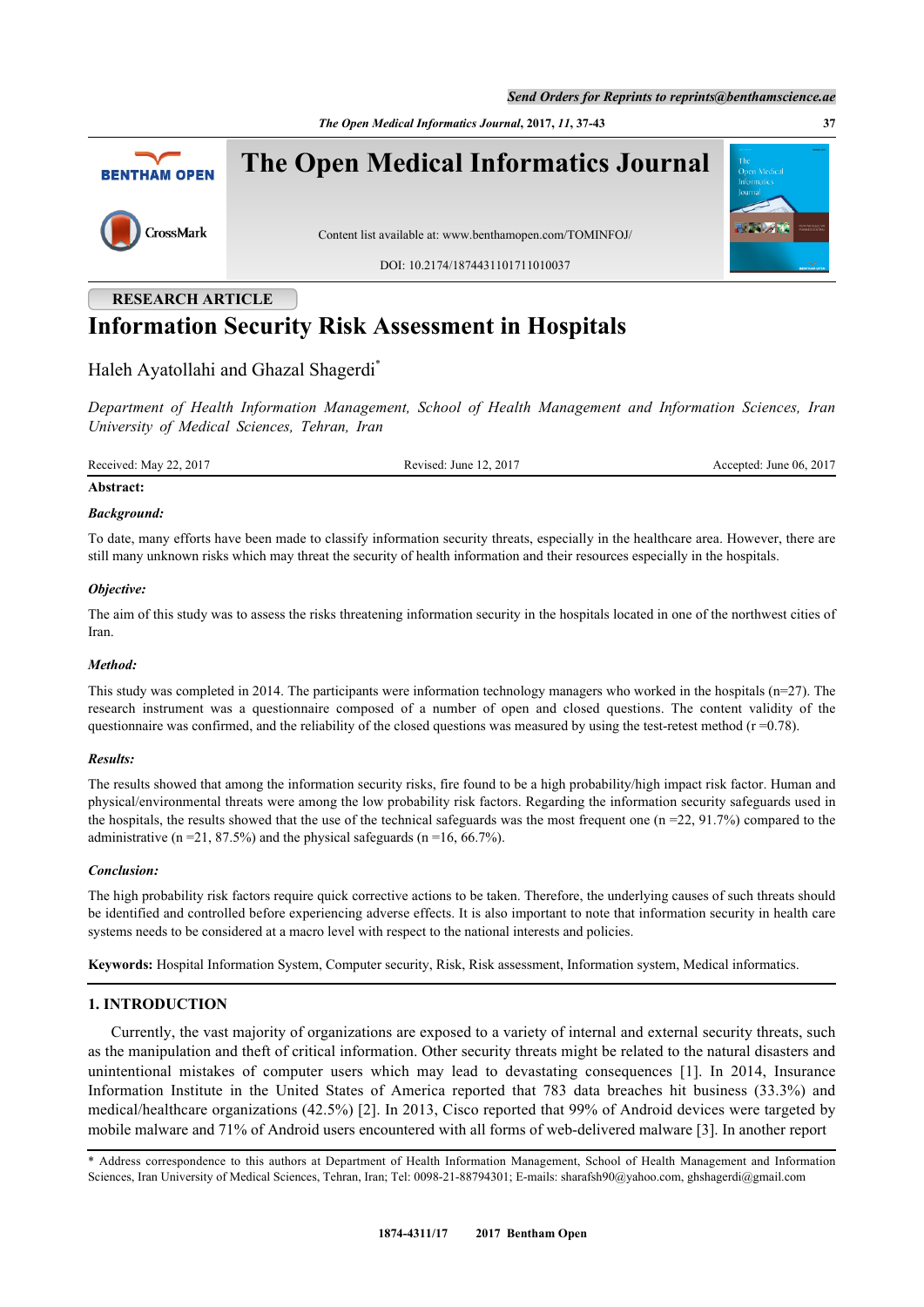RESEARCH ARTICLE

# Information Security Risk Assessment in Hospitals

Haleh Ayatollahi and Ghazal Shagerdi*

*Department of Health Information Management, School of Health Management and Information Sciences, Iran University of Medical Sciences, Tehran, Iran*

Received: May 22, 2017 Revised: June 12, 2017 Accepted: June 06, 2017

**Abstract:**

***Background:***

To date, many efforts have been made to classify information security threats, especially in the healthcare area. However, there are still many unknown risks which may threat the security of health information and their resources especially in the hospitals.

***Objective:***

The aim of this study was to assess the risks threatening information security in the hospitals located in one of the northwest cities of Iran.

***Method:***

This study was completed in 2014. The participants were information technology managers who worked in the hospitals (n=27). The research instrument was a questionnaire composed of a number of open and closed questions. The content validity of the questionnaire was confirmed, and the reliability of the closed questions was measured by using the test-retest method (r =0.78).

***Results:***

The results showed that among the information security risks, fire found to be a high probability/high impact risk factor. Human and physical/environmental threats were among the low probability risk factors. Regarding the information security safeguards used in the hospitals, the results showed that the use of the technical safeguards was the most frequent one (n =22, 91.7%) compared to the administrative (n =21, 87.5%) and the physical safeguards (n =16, 66.7%).

***Conclusion:***

The high probability risk factors require quick corrective actions to be taken. Therefore, the underlying causes of such threats should be identified and controlled before experiencing adverse effects. It is also important to note that information security in health care systems needs to be considered at a macro level with respect to the national interests and policies.

**Keywords:** Hospital Information System, Computer security, Risk, Risk assessment, Information system, Medical informatics.

## 1. INTRODUCTION

Currently, the vast majority of organizations are exposed to a variety of internal and external security threats, such as the manipulation and theft of critical information. Other security threats might be related to the natural disasters and unintentional mistakes of computer users which may lead to devastating consequences [1]. In 2014, Insurance Information Institute in the United States of America reported that 783 data breaches hit business (33.3%) and medical/healthcare organizations (42.5%) [2]. In 2013, Cisco reported that 99% of Android devices were targeted by mobile malware and 71% of Android users encountered with all forms of web-delivered malware [3]. In another report

\* Address correspondence to this authors at Department of Health Information Management, School of Health Management and Information Sciences, Iran University of Medical Sciences, Tehran, Iran; Tel: 0098-21-88794301; E-mails: sharafsh90@yahoo.com, ghshagerdi@gmail.com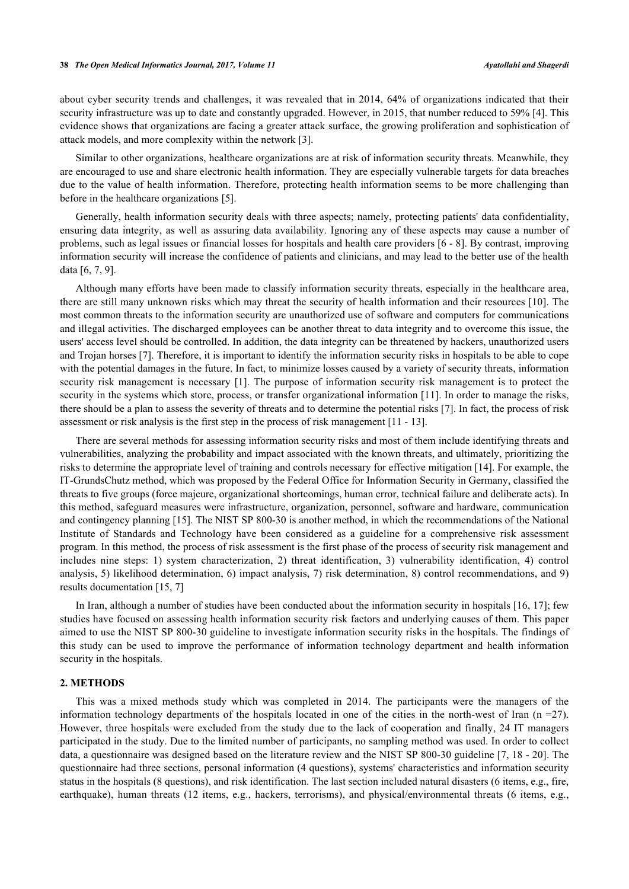about cyber security trends and challenges, it was revealed that in 2014, 64% of organizations indicated that their security infrastructure was up to date and constantly upgraded. However, in 2015, that number reduced to 59% [4]. This evidence shows that organizations are facing a greater attack surface, the growing proliferation and sophistication of attack models, and more complexity within the network [3].

Similar to other organizations, healthcare organizations are at risk of information security threats. Meanwhile, they are encouraged to use and share electronic health information. They are especially vulnerable targets for data breaches due to the value of health information. Therefore, protecting health information seems to be more challenging than before in the healthcare organizations [5].

Generally, health information security deals with three aspects; namely, protecting patients' data confidentiality, ensuring data integrity, as well as assuring data availability. Ignoring any of these aspects may cause a number of problems, such as legal issues or financial losses for hospitals and health care providers [6 - 8]. By contrast, improving information security will increase the confidence of patients and clinicians, and may lead to the better use of the health data [6, 7, 9].

Although many efforts have been made to classify information security threats, especially in the healthcare area, there are still many unknown risks which may threat the security of health information and their resources [10]. The most common threats to the information security are unauthorized use of software and computers for communications and illegal activities. The discharged employees can be another threat to data integrity and to overcome this issue, the users' access level should be controlled. In addition, the data integrity can be threatened by hackers, unauthorized users and Trojan horses [7]. Therefore, it is important to identify the information security risks in hospitals to be able to cope with the potential damages in the future. In fact, to minimize losses caused by a variety of security threats, information security risk management is necessary [1]. The purpose of information security risk management is to protect the security in the systems which store, process, or transfer organizational information [11]. In order to manage the risks, there should be a plan to assess the severity of threats and to determine the potential risks [7]. In fact, the process of risk assessment or risk analysis is the first step in the process of risk management [11 - 13].

There are several methods for assessing information security risks and most of them include identifying threats and vulnerabilities, analyzing the probability and impact associated with the known threats, and ultimately, prioritizing the risks to determine the appropriate level of training and controls necessary for effective mitigation [14]. For example, the IT-GrundsChutz method, which was proposed by the Federal Office for Information Security in Germany, classified the threats to five groups (force majeure, organizational shortcomings, human error, technical failure and deliberate acts). In this method, safeguard measures were infrastructure, organization, personnel, software and hardware, communication and contingency planning [15]. The NIST SP 800-30 is another method, in which the recommendations of the National Institute of Standards and Technology have been considered as a guideline for a comprehensive risk assessment program. In this method, the process of risk assessment is the first phase of the process of security risk management and includes nine steps: 1) system characterization, 2) threat identification, 3) vulnerability identification, 4) control analysis, 5) likelihood determination, 6) impact analysis, 7) risk determination, 8) control recommendations, and 9) results documentation [15, 7]

In Iran, although a number of studies have been conducted about the information security in hospitals [16, 17]; few studies have focused on assessing health information security risk factors and underlying causes of them. This paper aimed to use the NIST SP 800-30 guideline to investigate information security risks in the hospitals. The findings of this study can be used to improve the performance of information technology department and health information security in the hospitals.

## 2. METHODS

This was a mixed methods study which was completed in 2014. The participants were the managers of the information technology departments of the hospitals located in one of the cities in the north-west of Iran (n =27). However, three hospitals were excluded from the study due to the lack of cooperation and finally, 24 IT managers participated in the study. Due to the limited number of participants, no sampling method was used. In order to collect data, a questionnaire was designed based on the literature review and the NIST SP 800-30 guideline [7, 18 - 20]. The questionnaire had three sections, personal information (4 questions), systems' characteristics and information security status in the hospitals (8 questions), and risk identification. The last section included natural disasters (6 items, e.g., fire, earthquake), human threats (12 items, e.g., hackers, terrorisms), and physical/environmental threats (6 items, e.g.,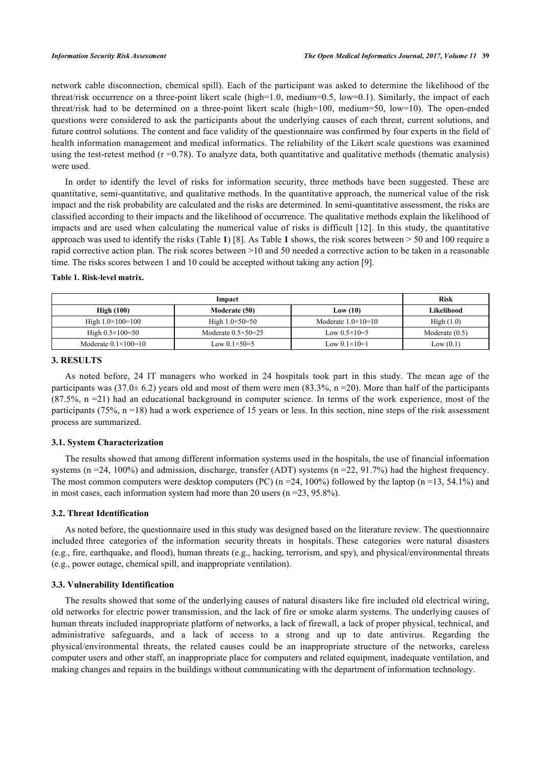network cable disconnection, chemical spill). Each of the participant was asked to determine the likelihood of the threat/risk occurrence on a three-point likert scale (high=1.0, medium=0.5, low=0.1). Similarly, the impact of each threat/risk had to be determined on a three-point likert scale (high=100, medium=50, low=10). The open-ended questions were considered to ask the participants about the underlying causes of each threat, current solutions, and future control solutions. The content and face validity of the questionnaire was confirmed by four experts in the field of health information management and medical informatics. The reliability of the Likert scale questions was examined using the test-retest method (r =0.78). To analyze data, both quantitative and qualitative methods (thematic analysis) were used.

In order to identify the level of risks for information security, three methods have been suggested. These are quantitative, semi-quantitative, and qualitative methods. In the quantitative approach, the numerical value of the risk impact and the risk probability are calculated and the risks are determined. In semi-quantitative assessment, the risks are classified according to their impacts and the likelihood of occurrence. The qualitative methods explain the likelihood of impacts and are used when calculating the numerical value of risks is difficult [12]. In this study, the quantitative approach was used to identify the risks (Table **1**) [8]. As Table **1** shows, the risk scores between > 50 and 100 require a rapid corrective action plan. The risk scores between >10 and 50 needed a corrective action to be taken in a reasonable time. The risks scores between 1 and 10 could be accepted without taking any action [9].

**Table 1. Risk-level matrix.**

| Impact | | | Risk |
|---|---|---|---|
| **High (100)** | **Moderate (50)** | **Low (10)** | **Likelihood** |
| High 1.0×100=100 | High 1.0×50=50 | Moderate 1.0×10=10 | High (1.0) |
| High 0.5×100=50 | Moderate 0.5×50=25 | Low 0.5×10=5 | Moderate (0.5) |
| Moderate 0.1×100=10 | Low 0.1×50=5 | Low 0.1×10=1 | Low (0.1) |

## 3. RESULTS

As noted before, 24 IT managers who worked in 24 hospitals took part in this study. The mean age of the participants was (37.0± 6.2) years old and most of them were men (83.3%, n =20). More than half of the participants (87.5%, n =21) had an educational background in computer science. In terms of the work experience, most of the participants (75%, n =18) had a work experience of 15 years or less. In this section, nine steps of the risk assessment process are summarized.

### 3.1. System Characterization

The results showed that among different information systems used in the hospitals, the use of financial information systems (n =24, 100%) and admission, discharge, transfer (ADT) systems (n =22, 91.7%) had the highest frequency. The most common computers were desktop computers (PC) (n =24, 100%) followed by the laptop (n =13, 54.1%) and in most cases, each information system had more than 20 users (n =23, 95.8%).

### 3.2. Threat Identification

As noted before, the questionnaire used in this study was designed based on the literature review. The questionnaire included three categories of the information security threats in hospitals. These categories were natural disasters (e.g., fire, earthquake, and flood), human threats (e.g., hacking, terrorism, and spy), and physical/environmental threats (e.g., power outage, chemical spill, and inappropriate ventilation).

### 3.3. Vulnerability Identification

The results showed that some of the underlying causes of natural disasters like fire included old electrical wiring, old networks for electric power transmission, and the lack of fire or smoke alarm systems. The underlying causes of human threats included inappropriate platform of networks, a lack of firewall, a lack of proper physical, technical, and administrative safeguards, and a lack of access to a strong and up to date antivirus. Regarding the physical/environmental threats, the related causes could be an inappropriate structure of the networks, careless computer users and other staff, an inappropriate place for computers and related equipment, inadequate ventilation, and making changes and repairs in the buildings without communicating with the department of information technology.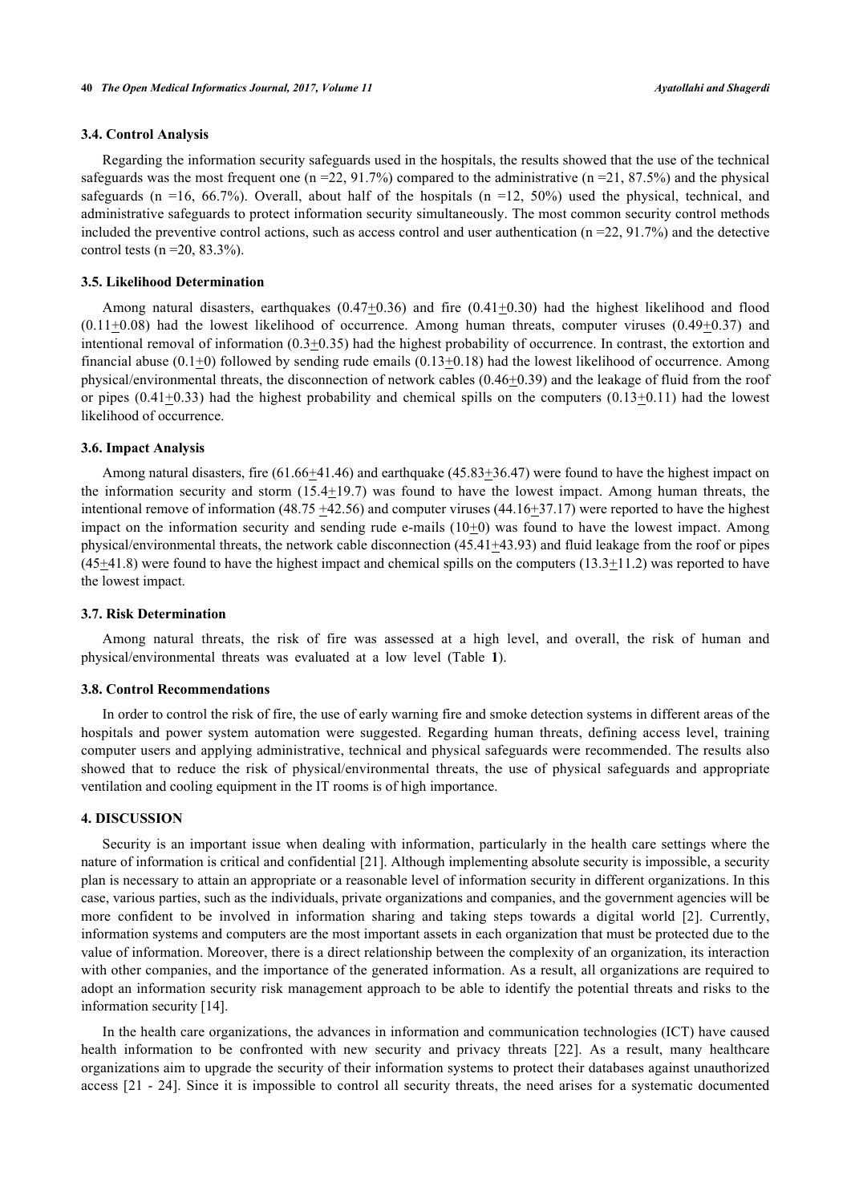### 3.4. Control Analysis

Regarding the information security safeguards used in the hospitals, the results showed that the use of the technical safeguards was the most frequent one (n =22, 91.7%) compared to the administrative (n =21, 87.5%) and the physical safeguards (n =16, 66.7%). Overall, about half of the hospitals (n =12, 50%) used the physical, technical, and administrative safeguards to protect information security simultaneously. The most common security control methods included the preventive control actions, such as access control and user authentication (n =22, 91.7%) and the detective control tests (n =20, 83.3%).

### 3.5. Likelihood Determination

Among natural disasters, earthquakes (0.47±0.36) and fire (0.41±0.30) had the highest likelihood and flood (0.11±0.08) had the lowest likelihood of occurrence. Among human threats, computer viruses (0.49±0.37) and intentional removal of information (0.3±0.35) had the highest probability of occurrence. In contrast, the extortion and financial abuse (0.1±0) followed by sending rude emails (0.13±0.18) had the lowest likelihood of occurrence. Among physical/environmental threats, the disconnection of network cables (0.46±0.39) and the leakage of fluid from the roof or pipes (0.41±0.33) had the highest probability and chemical spills on the computers (0.13±0.11) had the lowest likelihood of occurrence.

### 3.6. Impact Analysis

Among natural disasters, fire (61.66±41.46) and earthquake (45.83±36.47) were found to have the highest impact on the information security and storm (15.4±19.7) was found to have the lowest impact. Among human threats, the intentional remove of information (48.75 ±42.56) and computer viruses (44.16±37.17) were reported to have the highest impact on the information security and sending rude e-mails (10±0) was found to have the lowest impact. Among physical/environmental threats, the network cable disconnection (45.41±43.93) and fluid leakage from the roof or pipes (45±41.8) were found to have the highest impact and chemical spills on the computers (13.3±11.2) was reported to have the lowest impact.

### 3.7. Risk Determination

Among natural threats, the risk of fire was assessed at a high level, and overall, the risk of human and physical/environmental threats was evaluated at a low level (Table **1**).

### 3.8. Control Recommendations

In order to control the risk of fire, the use of early warning fire and smoke detection systems in different areas of the hospitals and power system automation were suggested. Regarding human threats, defining access level, training computer users and applying administrative, technical and physical safeguards were recommended. The results also showed that to reduce the risk of physical/environmental threats, the use of physical safeguards and appropriate ventilation and cooling equipment in the IT rooms is of high importance.

## 4. DISCUSSION

Security is an important issue when dealing with information, particularly in the health care settings where the nature of information is critical and confidential [21]. Although implementing absolute security is impossible, a security plan is necessary to attain an appropriate or a reasonable level of information security in different organizations. In this case, various parties, such as the individuals, private organizations and companies, and the government agencies will be more confident to be involved in information sharing and taking steps towards a digital world [2]. Currently, information systems and computers are the most important assets in each organization that must be protected due to the value of information. Moreover, there is a direct relationship between the complexity of an organization, its interaction with other companies, and the importance of the generated information. As a result, all organizations are required to adopt an information security risk management approach to be able to identify the potential threats and risks to the information security [14].

In the health care organizations, the advances in information and communication technologies (ICT) have caused health information to be confronted with new security and privacy threats [22]. As a result, many healthcare organizations aim to upgrade the security of their information systems to protect their databases against unauthorized access [21 - 24]. Since it is impossible to control all security threats, the need arises for a systematic documented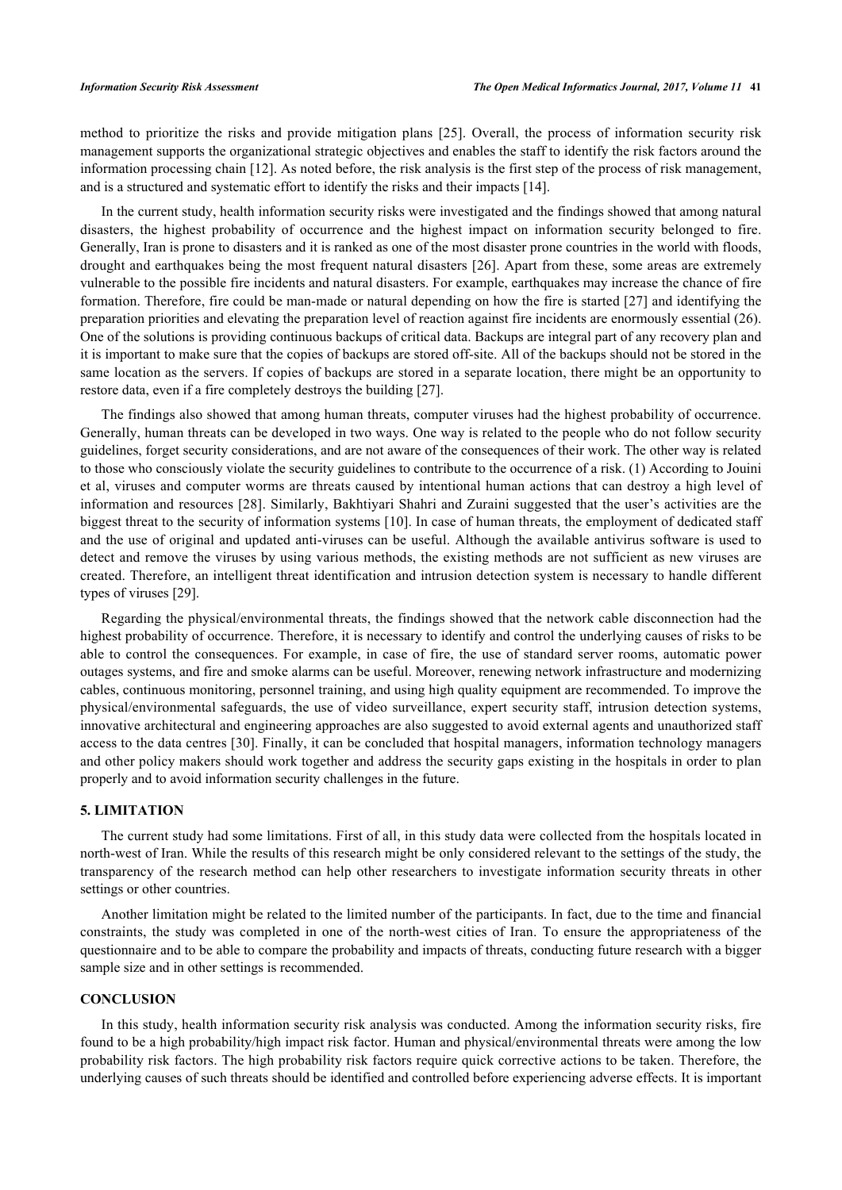method to prioritize the risks and provide mitigation plans [25]. Overall, the process of information security risk management supports the organizational strategic objectives and enables the staff to identify the risk factors around the information processing chain [12]. As noted before, the risk analysis is the first step of the process of risk management, and is a structured and systematic effort to identify the risks and their impacts [14].

In the current study, health information security risks were investigated and the findings showed that among natural disasters, the highest probability of occurrence and the highest impact on information security belonged to fire. Generally, Iran is prone to disasters and it is ranked as one of the most disaster prone countries in the world with floods, drought and earthquakes being the most frequent natural disasters [26]. Apart from these, some areas are extremely vulnerable to the possible fire incidents and natural disasters. For example, earthquakes may increase the chance of fire formation. Therefore, fire could be man-made or natural depending on how the fire is started [27] and identifying the preparation priorities and elevating the preparation level of reaction against fire incidents are enormously essential (26). One of the solutions is providing continuous backups of critical data. Backups are integral part of any recovery plan and it is important to make sure that the copies of backups are stored off-site. All of the backups should not be stored in the same location as the servers. If copies of backups are stored in a separate location, there might be an opportunity to restore data, even if a fire completely destroys the building [27].

The findings also showed that among human threats, computer viruses had the highest probability of occurrence. Generally, human threats can be developed in two ways. One way is related to the people who do not follow security guidelines, forget security considerations, and are not aware of the consequences of their work. The other way is related to those who consciously violate the security guidelines to contribute to the occurrence of a risk. (1) According to Jouini et al, viruses and computer worms are threats caused by intentional human actions that can destroy a high level of information and resources [28]. Similarly, Bakhtiyari Shahri and Zuraini suggested that the user's activities are the biggest threat to the security of information systems [10]. In case of human threats, the employment of dedicated staff and the use of original and updated anti-viruses can be useful. Although the available antivirus software is used to detect and remove the viruses by using various methods, the existing methods are not sufficient as new viruses are created. Therefore, an intelligent threat identification and intrusion detection system is necessary to handle different types of viruses [29].

Regarding the physical/environmental threats, the findings showed that the network cable disconnection had the highest probability of occurrence. Therefore, it is necessary to identify and control the underlying causes of risks to be able to control the consequences. For example, in case of fire, the use of standard server rooms, automatic power outages systems, and fire and smoke alarms can be useful. Moreover, renewing network infrastructure and modernizing cables, continuous monitoring, personnel training, and using high quality equipment are recommended. To improve the physical/environmental safeguards, the use of video surveillance, expert security staff, intrusion detection systems, innovative architectural and engineering approaches are also suggested to avoid external agents and unauthorized staff access to the data centres [30]. Finally, it can be concluded that hospital managers, information technology managers and other policy makers should work together and address the security gaps existing in the hospitals in order to plan properly and to avoid information security challenges in the future.

## 5. LIMITATION

The current study had some limitations. First of all, in this study data were collected from the hospitals located in north-west of Iran. While the results of this research might be only considered relevant to the settings of the study, the transparency of the research method can help other researchers to investigate information security threats in other settings or other countries.

Another limitation might be related to the limited number of the participants. In fact, due to the time and financial constraints, the study was completed in one of the north-west cities of Iran. To ensure the appropriateness of the questionnaire and to be able to compare the probability and impacts of threats, conducting future research with a bigger sample size and in other settings is recommended.

## CONCLUSION

In this study, health information security risk analysis was conducted. Among the information security risks, fire found to be a high probability/high impact risk factor. Human and physical/environmental threats were among the low probability risk factors. The high probability risk factors require quick corrective actions to be taken. Therefore, the underlying causes of such threats should be identified and controlled before experiencing adverse effects. It is important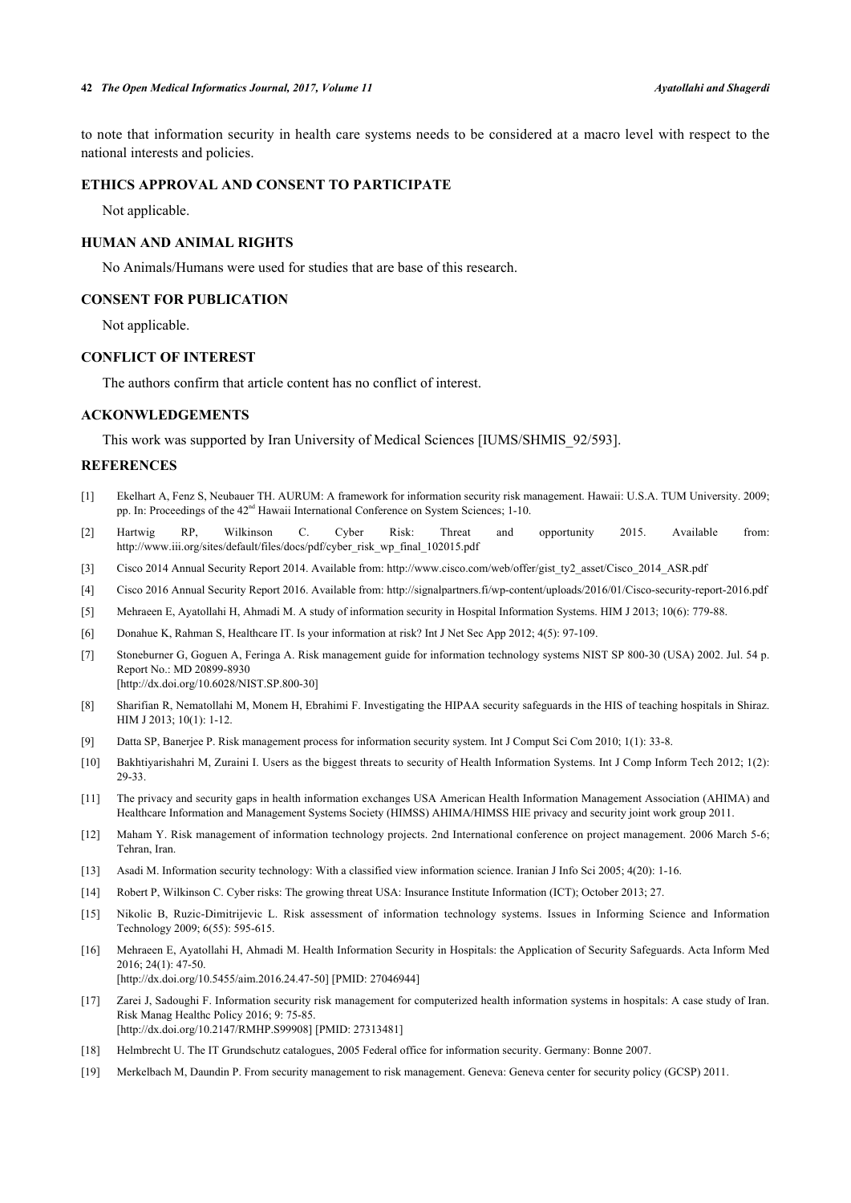to note that information security in health care systems needs to be considered at a macro level with respect to the national interests and policies.

## ETHICS APPROVAL AND CONSENT TO PARTICIPATE

Not applicable.

## HUMAN AND ANIMAL RIGHTS

No Animals/Humans were used for studies that are base of this research.

## CONSENT FOR PUBLICATION

Not applicable.

## CONFLICT OF INTEREST

The authors confirm that article content has no conflict of interest.

## ACKONWLEDGEMENTS

This work was supported by Iran University of Medical Sciences [IUMS/SHMIS_92/593].

## REFERENCES

[1] Ekelhart A, Fenz S, Neubauer TH. AURUM: A framework for information security risk management. Hawaii: U.S.A. TUM University. 2009; pp. In: Proceedings of the 42nd Hawaii International Conference on System Sciences; 1-10.

[2] Hartwig RP, Wilkinson C. Cyber Risk: Threat and opportunity 2015. Available from: http://www.iii.org/sites/default/files/docs/pdf/cyber_risk_wp_final_102015.pdf

[3] Cisco 2014 Annual Security Report 2014. Available from: http://www.cisco.com/web/offer/gist_ty2_asset/Cisco_2014_ASR.pdf

[4] Cisco 2016 Annual Security Report 2016. Available from: http://signalpartners.fi/wp-content/uploads/2016/01/Cisco-security-report-2016.pdf

[5] Mehraeen E, Ayatollahi H, Ahmadi M. A study of information security in Hospital Information Systems. HIM J 2013; 10(6): 779-88.

[6] Donahue K, Rahman S, Healthcare IT. Is your information at risk? Int J Net Sec App 2012; 4(5): 97-109.

[7] Stoneburner G, Goguen A, Feringa A. Risk management guide for information technology systems NIST SP 800-30 (USA) 2002. Jul. 54 p. Report No.: MD 20899-8930
[http://dx.doi.org/10.6028/NIST.SP.800-30]

[8] Sharifian R, Nematollahi M, Monem H, Ebrahimi F. Investigating the HIPAA security safeguards in the HIS of teaching hospitals in Shiraz. HIM J 2013; 10(1): 1-12.

[9] Datta SP, Banerjee P. Risk management process for information security system. Int J Comput Sci Com 2010; 1(1): 33-8.

[10] Bakhtiyarishahri M, Zuraini I. Users as the biggest threats to security of Health Information Systems. Int J Comp Inform Tech 2012; 1(2): 29-33.

[11] The privacy and security gaps in health information exchanges USA American Health Information Management Association (AHIMA) and Healthcare Information and Management Systems Society (HIMSS) AHIMA/HIMSS HIE privacy and security joint work group 2011.

[12] Maham Y. Risk management of information technology projects. 2nd International conference on project management. 2006 March 5-6; Tehran, Iran.

[13] Asadi M. Information security technology: With a classified view information science. Iranian J Info Sci 2005; 4(20): 1-16.

[14] Robert P, Wilkinson C. Cyber risks: The growing threat USA: Insurance Institute Information (ICT); October 2013; 27.

[15] Nikolic B, Ruzic-Dimitrijevic L. Risk assessment of information technology systems. Issues in Informing Science and Information Technology 2009; 6(55): 595-615.

[16] Mehraeen E, Ayatollahi H, Ahmadi M. Health Information Security in Hospitals: the Application of Security Safeguards. Acta Inform Med 2016; 24(1): 47-50.
[http://dx.doi.org/10.5455/aim.2016.24.47-50] [PMID: 27046944]

[17] Zarei J, Sadoughi F. Information security risk management for computerized health information systems in hospitals: A case study of Iran. Risk Manag Healthc Policy 2016; 9: 75-85.
[http://dx.doi.org/10.2147/RMHP.S99908] [PMID: 27313481]

[18] Helmbrecht U. The IT Grundschutz catalogues, 2005 Federal office for information security. Germany: Bonne 2007.

[19] Merkelbach M, Daundin P. From security management to risk management. Geneva: Geneva center for security policy (GCSP) 2011.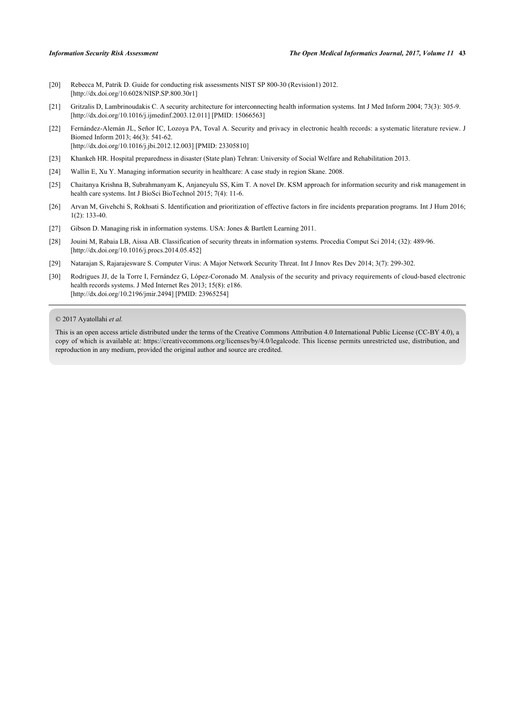[20] Rebecca M, Patrik D. Guide for conducting risk assessments NIST SP 800-30 (Revision1) 2012. [http://dx.doi.org/10.6028/NISP.SP.800.30r1]

[21] Gritzalis D, Lambrinoudakis C. A security architecture for interconnecting health information systems. Int J Med Inform 2004; 73(3): 305-9. [http://dx.doi.org/10.1016/j.ijmedinf.2003.12.011] [PMID: 15066563]

[22] Fernández-Alemán JL, Señor IC, Lozoya PA, Toval A. Security and privacy in electronic health records: a systematic literature review. J Biomed Inform 2013; 46(3): 541-62. [http://dx.doi.org/10.1016/j.jbi.2012.12.003] [PMID: 23305810]

[23] Khankeh HR. Hospital preparedness in disaster (State plan) Tehran: University of Social Welfare and Rehabilitation 2013.

[24] Wallin E, Xu Y. Managing information security in healthcare: A case study in region Skane. 2008.

[25] Chaitanya Krishna B, Subrahmanyam K, Anjaneyulu SS, Kim T. A novel Dr. KSM approach for information security and risk management in health care systems. Int J BioSci BioTechnol 2015; 7(4): 11-6.

[26] Arvan M, Givehchi S, Rokhsati S. Identification and prioritization of effective factors in fire incidents preparation programs. Int J Hum 2016; 1(2): 133-40.

[27] Gibson D. Managing risk in information systems. USA: Jones & Bartlett Learning 2011.

[28] Jouini M, Rabaia LB, Aissa AB. Classification of security threats in information systems. Procedia Comput Sci 2014; (32): 489-96. [http://dx.doi.org/10.1016/j.procs.2014.05.452]

[29] Natarajan S, Rajarajesware S. Computer Virus: A Major Network Security Threat. Int J Innov Res Dev 2014; 3(7): 299-302.

[30] Rodrigues JJ, de la Torre I, Fernández G, López-Coronado M. Analysis of the security and privacy requirements of cloud-based electronic health records systems. J Med Internet Res 2013; 15(8): e186. [http://dx.doi.org/10.2196/jmir.2494] [PMID: 23965254]

---

© 2017 Ayatollahi *et al.*

This is an open access article distributed under the terms of the Creative Commons Attribution 4.0 International Public License (CC-BY 4.0), a copy of which is available at: https://creativecommons.org/licenses/by/4.0/legalcode. This license permits unrestricted use, distribution, and reproduction in any medium, provided the original author and source are credited.